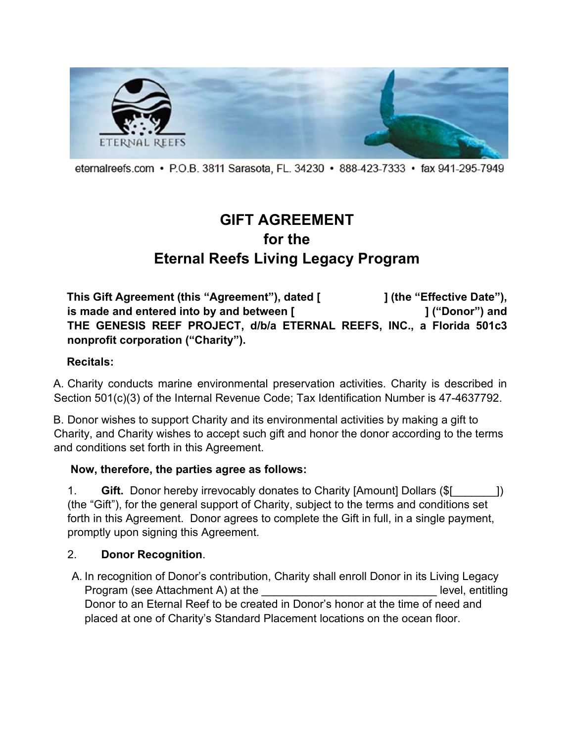eternalreefs.com • P.O.B. 3811 Sarasota, FL. 34230 • 888-423-7333 • fax 941-295-7949

# GIFT AGREEMENT
# for the
# Eternal Reefs Living Legacy Program

**This Gift Agreement (this "Agreement"), dated [                    ] (the "Effective Date"), is made and entered into by and between [                              ] ("Donor") and THE GENESIS REEF PROJECT, d/b/a ETERNAL REEFS, INC., a Florida 501c3 nonprofit corporation ("Charity").**

**Recitals:**

A. Charity conducts marine environmental preservation activities. Charity is described in Section 501(c)(3) of the Internal Revenue Code; Tax Identification Number is 47-4637792.

B. Donor wishes to support Charity and its environmental activities by making a gift to Charity, and Charity wishes to accept such gift and honor the donor according to the terms and conditions set forth in this Agreement.

**Now, therefore, the parties agree as follows:**

1. **Gift.** Donor hereby irrevocably donates to Charity [Amount] Dollars ($[_______]) (the "Gift"), for the general support of Charity, subject to the terms and conditions set forth in this Agreement. Donor agrees to complete the Gift in full, in a single payment, promptly upon signing this Agreement.

2. **Donor Recognition**.

   A. In recognition of Donor's contribution, Charity shall enroll Donor in its Living Legacy Program (see Attachment A) at the ____________________________ level, entitling Donor to an Eternal Reef to be created in Donor's honor at the time of need and placed at one of Charity's Standard Placement locations on the ocean floor.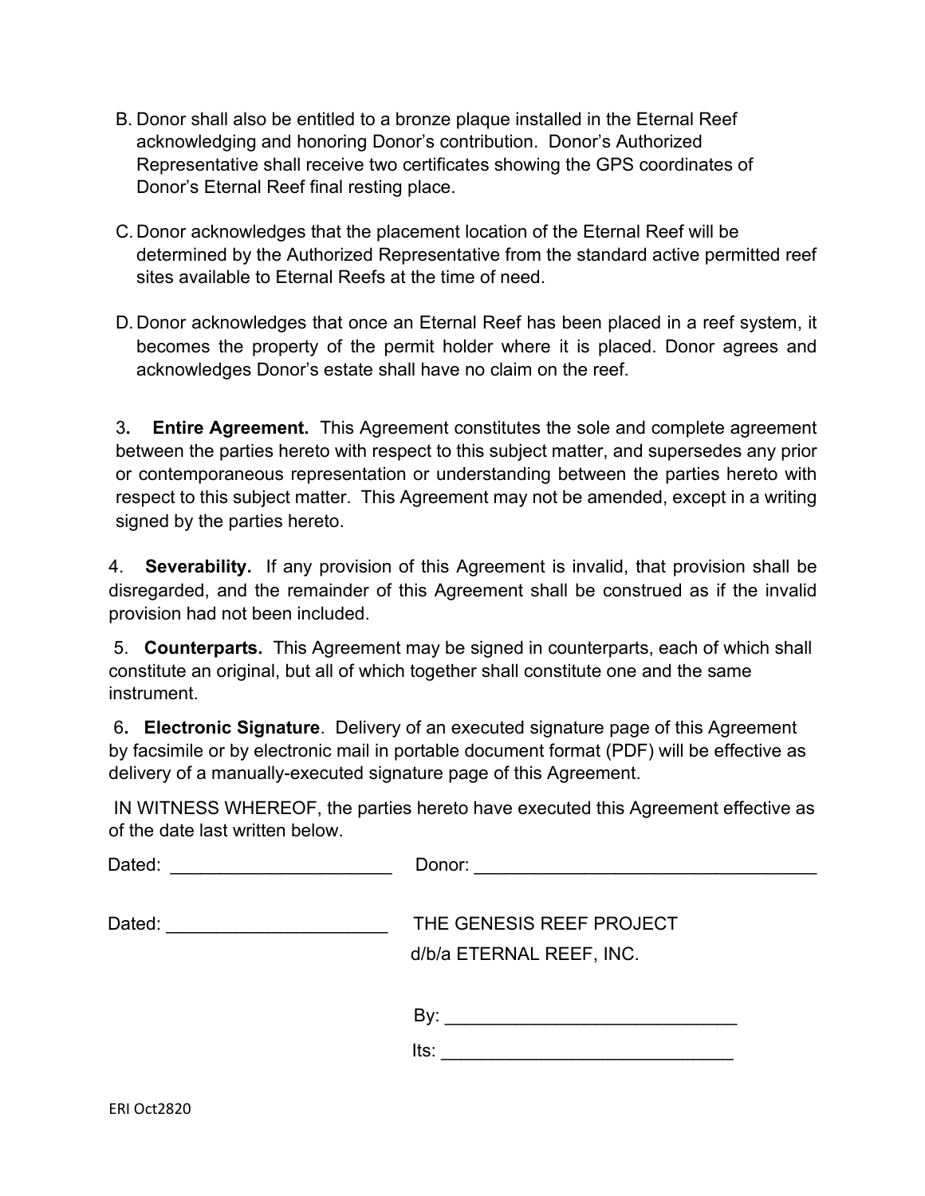B. Donor shall also be entitled to a bronze plaque installed in the Eternal Reef acknowledging and honoring Donor's contribution. Donor's Authorized Representative shall receive two certificates showing the GPS coordinates of Donor's Eternal Reef final resting place.

C. Donor acknowledges that the placement location of the Eternal Reef will be determined by the Authorized Representative from the standard active permitted reef sites available to Eternal Reefs at the time of need.

D. Donor acknowledges that once an Eternal Reef has been placed in a reef system, it becomes the property of the permit holder where it is placed. Donor agrees and acknowledges Donor's estate shall have no claim on the reef.

3**. Entire Agreement.** This Agreement constitutes the sole and complete agreement between the parties hereto with respect to this subject matter, and supersedes any prior or contemporaneous representation or understanding between the parties hereto with respect to this subject matter. This Agreement may not be amended, except in a writing signed by the parties hereto.

4. **Severability.** If any provision of this Agreement is invalid, that provision shall be disregarded, and the remainder of this Agreement shall be construed as if the invalid provision had not been included.

5. **Counterparts.** This Agreement may be signed in counterparts, each of which shall constitute an original, but all of which together shall constitute one and the same instrument.

6**. Electronic Signature**. Delivery of an executed signature page of this Agreement by facsimile or by electronic mail in portable document format (PDF) will be effective as delivery of a manually-executed signature page of this Agreement.

IN WITNESS WHEREOF, the parties hereto have executed this Agreement effective as of the date last written below.

Dated: ______________________ Donor: ___________________________________

Dated: ______________________ THE GENESIS REEF PROJECT
d/b/a ETERNAL REEF, INC.

By: _____________________________

Its: _____________________________

ERI Oct2820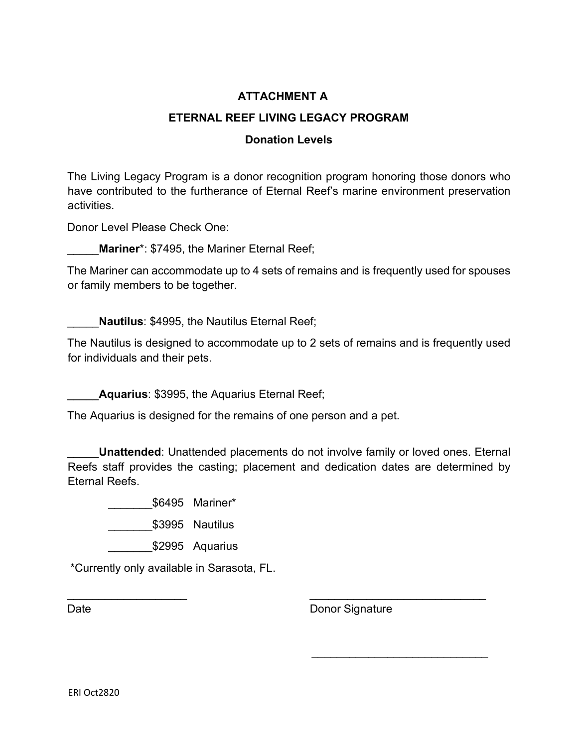**ATTACHMENT A**

**ETERNAL REEF LIVING LEGACY PROGRAM**

**Donation Levels**

The Living Legacy Program is a donor recognition program honoring those donors who have contributed to the furtherance of Eternal Reef's marine environment preservation activities.

Donor Level Please Check One:

_____**Mariner***: $7495, the Mariner Eternal Reef;

The Mariner can accommodate up to 4 sets of remains and is frequently used for spouses or family members to be together.

_____**Nautilus**: $4995, the Nautilus Eternal Reef;

The Nautilus is designed to accommodate up to 2 sets of remains and is frequently used for individuals and their pets.

_____**Aquarius**: $3995, the Aquarius Eternal Reef;

The Aquarius is designed for the remains of one person and a pet.

_____**Unattended**: Unattended placements do not involve family or loved ones. Eternal Reefs staff provides the casting; placement and dedication dates are determined by Eternal Reefs.

_______$6495 Mariner*

_______$3995 Nautilus

_______$2995 Aquarius

*Currently only available in Sarasota, FL.

___________________ ____________________________

Date Donor Signature

____________________________

ERI Oct2820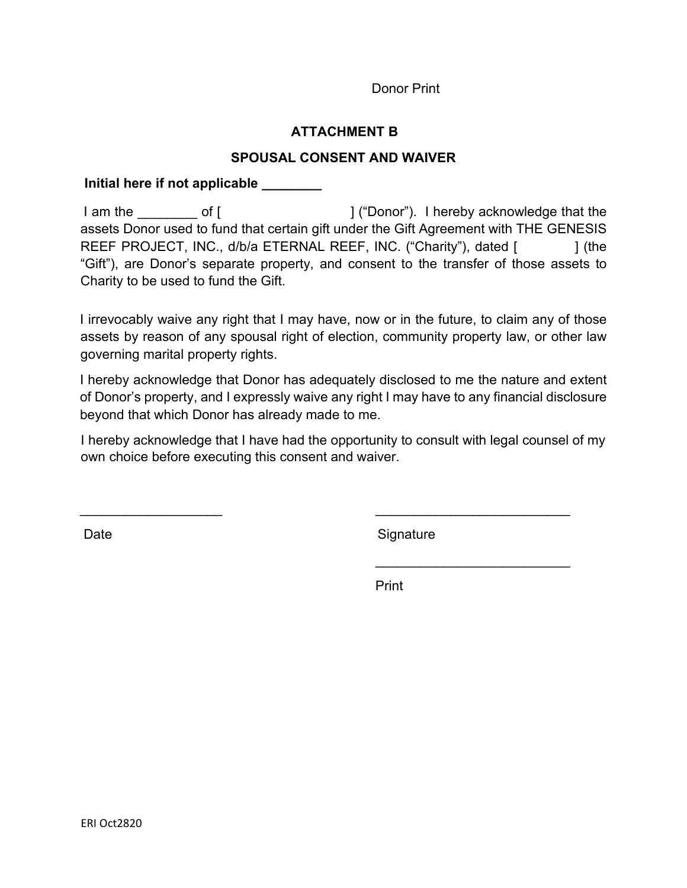Donor Print

**ATTACHMENT B**

**SPOUSAL CONSENT AND WAIVER**

**Initial here if not applicable ________**

I am the ________ of [                              ] ("Donor"). I hereby acknowledge that the assets Donor used to fund that certain gift under the Gift Agreement with THE GENESIS REEF PROJECT, INC., d/b/a ETERNAL REEF, INC. ("Charity"), dated [             ] (the "Gift"), are Donor's separate property, and consent to the transfer of those assets to Charity to be used to fund the Gift.

I irrevocably waive any right that I may have, now or in the future, to claim any of those assets by reason of any spousal right of election, community property law, or other law governing marital property rights.

I hereby acknowledge that Donor has adequately disclosed to me the nature and extent of Donor's property, and I expressly waive any right I may have to any financial disclosure beyond that which Donor has already made to me.

I hereby acknowledge that I have had the opportunity to consult with legal counsel of my own choice before executing this consent and waiver.

___________________ Date

__________________________ Signature

__________________________ Print

ERI Oct2820